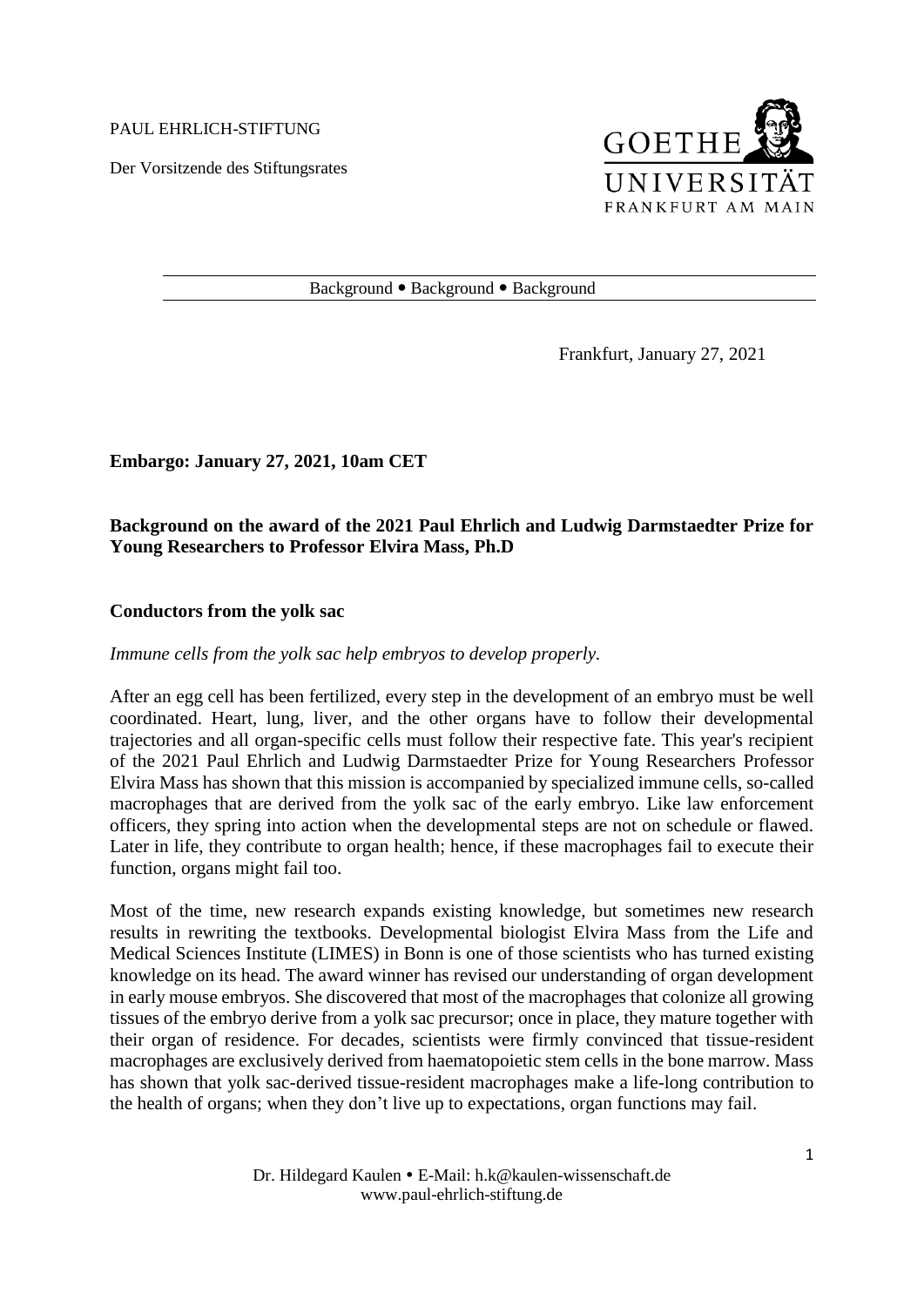PAUL EHRLICH-STIFTUNG

Der Vorsitzende des Stiftungsrates

GOETHE UNIVERSITÄT FRANKFURT AM MAIN

Background • Background • Background

Frankfurt, January 27, 2021

**Embargo: January 27, 2021, 10am CET**

**Background on the award of the 2021 Paul Ehrlich and Ludwig Darmstaedter Prize for Young Researchers to Professor Elvira Mass, Ph.D**

## Conductors from the yolk sac

*Immune cells from the yolk sac help embryos to develop properly.*

After an egg cell has been fertilized, every step in the development of an embryo must be well coordinated. Heart, lung, liver, and the other organs have to follow their developmental trajectories and all organ-specific cells must follow their respective fate. This year's recipient of the 2021 Paul Ehrlich and Ludwig Darmstaedter Prize for Young Researchers Professor Elvira Mass has shown that this mission is accompanied by specialized immune cells, so-called macrophages that are derived from the yolk sac of the early embryo. Like law enforcement officers, they spring into action when the developmental steps are not on schedule or flawed. Later in life, they contribute to organ health; hence, if these macrophages fail to execute their function, organs might fail too.

Most of the time, new research expands existing knowledge, but sometimes new research results in rewriting the textbooks. Developmental biologist Elvira Mass from the Life and Medical Sciences Institute (LIMES) in Bonn is one of those scientists who has turned existing knowledge on its head. The award winner has revised our understanding of organ development in early mouse embryos. She discovered that most of the macrophages that colonize all growing tissues of the embryo derive from a yolk sac precursor; once in place, they mature together with their organ of residence. For decades, scientists were firmly convinced that tissue-resident macrophages are exclusively derived from haematopoietic stem cells in the bone marrow. Mass has shown that yolk sac-derived tissue-resident macrophages make a life-long contribution to the health of organs; when they don't live up to expectations, organ functions may fail.

Dr. Hildegard Kaulen • E-Mail: h.k@kaulen-wissenschaft.de
www.paul-ehrlich-stiftung.de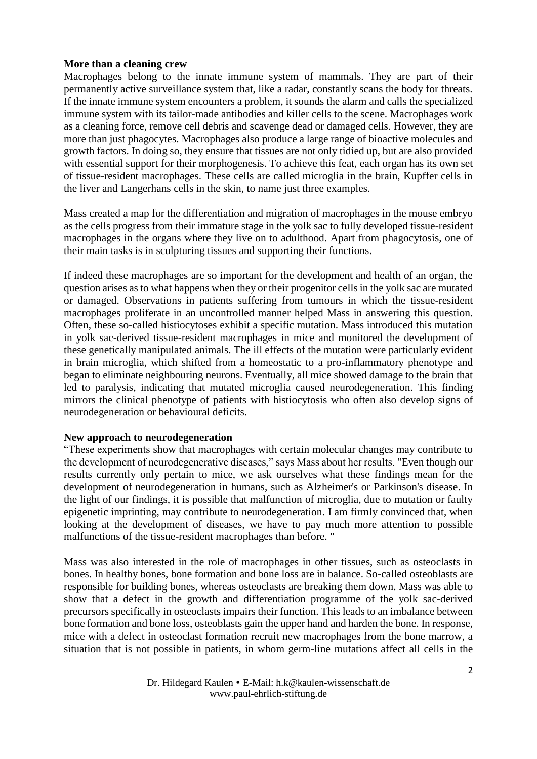**More than a cleaning crew**

Macrophages belong to the innate immune system of mammals. They are part of their permanently active surveillance system that, like a radar, constantly scans the body for threats. If the innate immune system encounters a problem, it sounds the alarm and calls the specialized immune system with its tailor-made antibodies and killer cells to the scene. Macrophages work as a cleaning force, remove cell debris and scavenge dead or damaged cells. However, they are more than just phagocytes. Macrophages also produce a large range of bioactive molecules and growth factors. In doing so, they ensure that tissues are not only tidied up, but are also provided with essential support for their morphogenesis. To achieve this feat, each organ has its own set of tissue-resident macrophages. These cells are called microglia in the brain, Kupffer cells in the liver and Langerhans cells in the skin, to name just three examples.

Mass created a map for the differentiation and migration of macrophages in the mouse embryo as the cells progress from their immature stage in the yolk sac to fully developed tissue-resident macrophages in the organs where they live on to adulthood. Apart from phagocytosis, one of their main tasks is in sculpturing tissues and supporting their functions.

If indeed these macrophages are so important for the development and health of an organ, the question arises as to what happens when they or their progenitor cells in the yolk sac are mutated or damaged. Observations in patients suffering from tumours in which the tissue-resident macrophages proliferate in an uncontrolled manner helped Mass in answering this question. Often, these so-called histiocytoses exhibit a specific mutation. Mass introduced this mutation in yolk sac-derived tissue-resident macrophages in mice and monitored the development of these genetically manipulated animals. The ill effects of the mutation were particularly evident in brain microglia, which shifted from a homeostatic to a pro-inflammatory phenotype and began to eliminate neighbouring neurons. Eventually, all mice showed damage to the brain that led to paralysis, indicating that mutated microglia caused neurodegeneration. This finding mirrors the clinical phenotype of patients with histiocytosis who often also develop signs of neurodegeneration or behavioural deficits.

**New approach to neurodegeneration**

"These experiments show that macrophages with certain molecular changes may contribute to the development of neurodegenerative diseases," says Mass about her results. "Even though our results currently only pertain to mice, we ask ourselves what these findings mean for the development of neurodegeneration in humans, such as Alzheimer's or Parkinson's disease. In the light of our findings, it is possible that malfunction of microglia, due to mutation or faulty epigenetic imprinting, may contribute to neurodegeneration. I am firmly convinced that, when looking at the development of diseases, we have to pay much more attention to possible malfunctions of the tissue-resident macrophages than before. "

Mass was also interested in the role of macrophages in other tissues, such as osteoclasts in bones. In healthy bones, bone formation and bone loss are in balance. So-called osteoblasts are responsible for building bones, whereas osteoclasts are breaking them down. Mass was able to show that a defect in the growth and differentiation programme of the yolk sac-derived precursors specifically in osteoclasts impairs their function. This leads to an imbalance between bone formation and bone loss, osteoblasts gain the upper hand and harden the bone. In response, mice with a defect in osteoclast formation recruit new macrophages from the bone marrow, a situation that is not possible in patients, in whom germ-line mutations affect all cells in the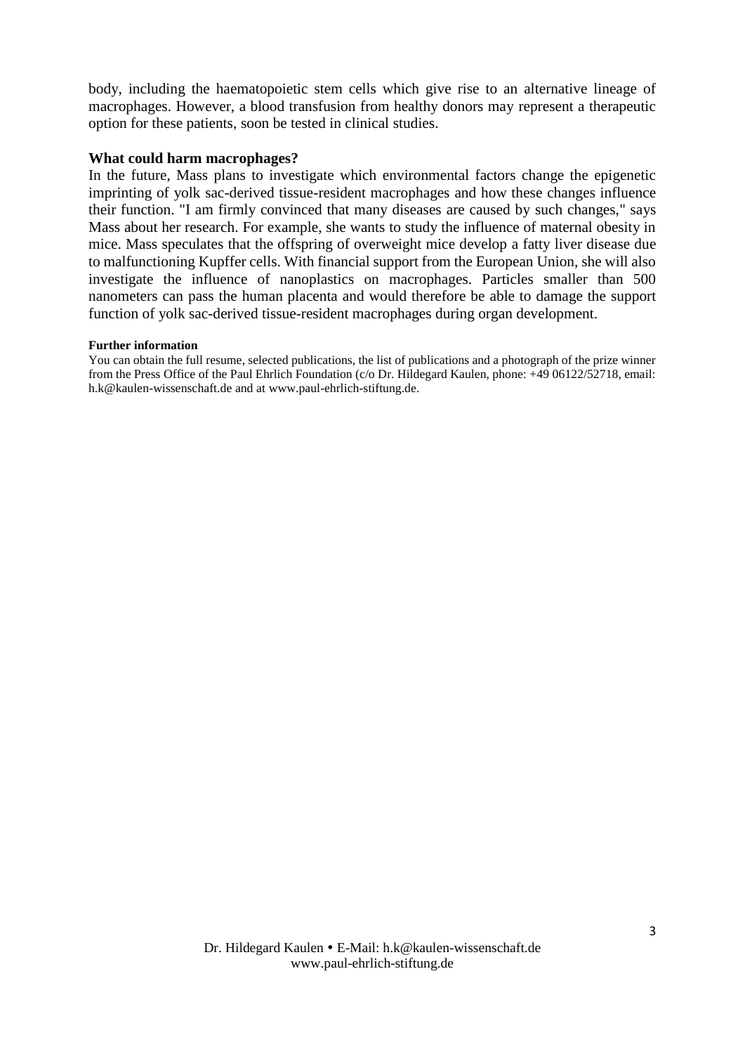body, including the haematopoietic stem cells which give rise to an alternative lineage of macrophages. However, a blood transfusion from healthy donors may represent a therapeutic option for these patients, soon be tested in clinical studies.

**What could harm macrophages?**

In the future, Mass plans to investigate which environmental factors change the epigenetic imprinting of yolk sac-derived tissue-resident macrophages and how these changes influence their function. "I am firmly convinced that many diseases are caused by such changes," says Mass about her research. For example, she wants to study the influence of maternal obesity in mice. Mass speculates that the offspring of overweight mice develop a fatty liver disease due to malfunctioning Kupffer cells. With financial support from the European Union, she will also investigate the influence of nanoplastics on macrophages. Particles smaller than 500 nanometers can pass the human placenta and would therefore be able to damage the support function of yolk sac-derived tissue-resident macrophages during organ development.

**Further information**

You can obtain the full resume, selected publications, the list of publications and a photograph of the prize winner from the Press Office of the Paul Ehrlich Foundation (c/o Dr. Hildegard Kaulen, phone: +49 06122/52718, email: h.k@kaulen-wissenschaft.de and at www.paul-ehrlich-stiftung.de.